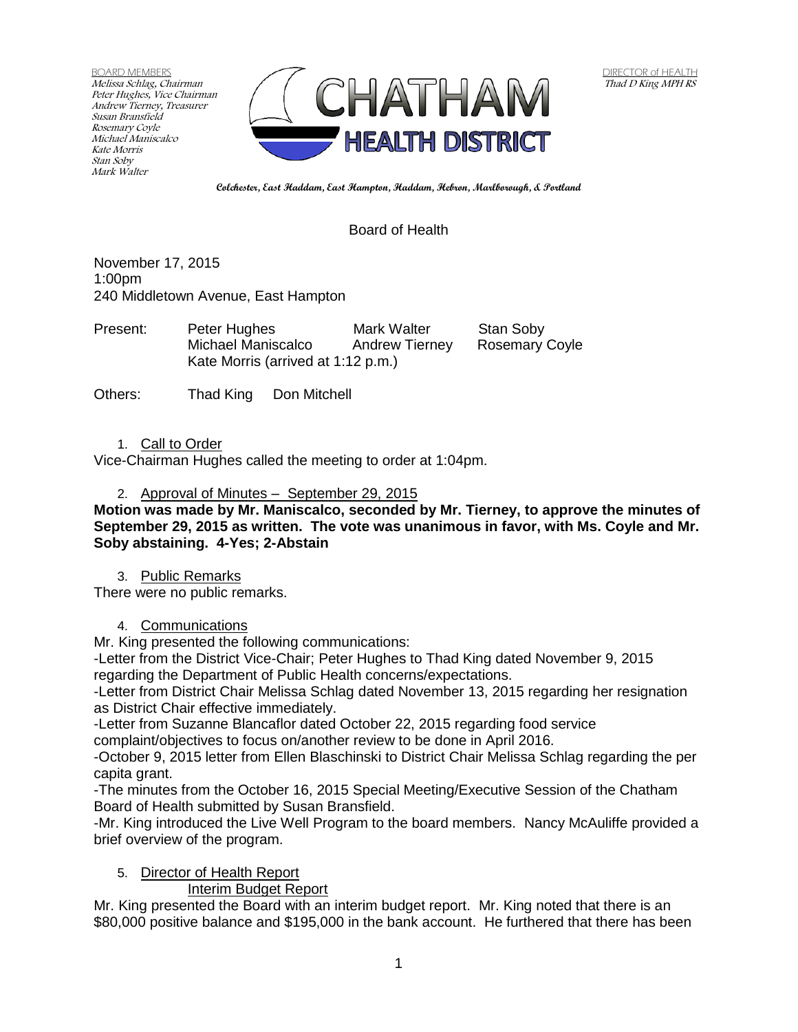BOARD MEMBERS
*Melissa Schlag, Chairman*
*Peter Hughes, Vice Chairman*
*Andrew Tierney, Treasurer*
*Susan Bransfield*
*Rosemary Coyle*
*Michael Maniscalco*
*Kate Morris*
*Stan Soby*
*Mark Walter*

CHATHAM HEALTH DISTRICT

DIRECTOR of HEALTH
*Thad D King MPH RS*

**Colchester, East Haddam, East Hampton, Haddam, Hebron, Marlborough, & Portland**

Board of Health

November 17, 2015
1:00pm
240 Middletown Avenue, East Hampton

| Present: | Peter Hughes | Mark Walter | Stan Soby |
|---|---|---|---|
| | Michael Maniscalco | Andrew Tierney | Rosemary Coyle |
| | Kate Morris (arrived at 1:12 p.m.) | | |

Others: Thad King Don Mitchell

1. Call to Order

Vice-Chairman Hughes called the meeting to order at 1:04pm.

2. Approval of Minutes – September 29, 2015

**Motion was made by Mr. Maniscalco, seconded by Mr. Tierney, to approve the minutes of September 29, 2015 as written. The vote was unanimous in favor, with Ms. Coyle and Mr. Soby abstaining. 4-Yes; 2-Abstain**

3. Public Remarks

There were no public remarks.

4. Communications

Mr. King presented the following communications:

-Letter from the District Vice-Chair; Peter Hughes to Thad King dated November 9, 2015 regarding the Department of Public Health concerns/expectations.

-Letter from District Chair Melissa Schlag dated November 13, 2015 regarding her resignation as District Chair effective immediately.

-Letter from Suzanne Blancaflor dated October 22, 2015 regarding food service complaint/objectives to focus on/another review to be done in April 2016.

-October 9, 2015 letter from Ellen Blaschinski to District Chair Melissa Schlag regarding the per capita grant.

-The minutes from the October 16, 2015 Special Meeting/Executive Session of the Chatham Board of Health submitted by Susan Bransfield.

-Mr. King introduced the Live Well Program to the board members. Nancy McAuliffe provided a brief overview of the program.

5. Director of Health Report

Interim Budget Report

Mr. King presented the Board with an interim budget report. Mr. King noted that there is an $80,000 positive balance and $195,000 in the bank account. He furthered that there has been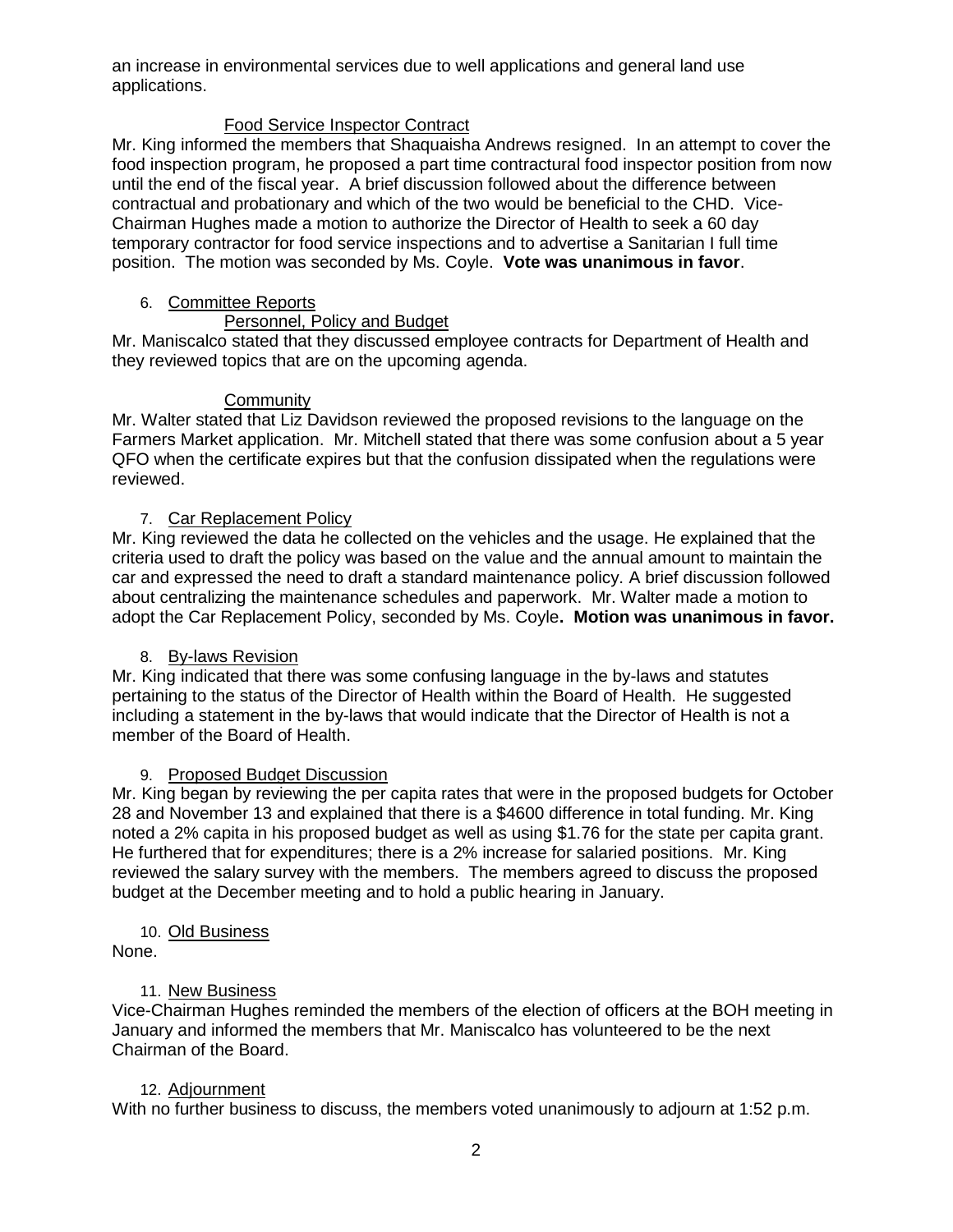an increase in environmental services due to well applications and general land use applications.

Food Service Inspector Contract

Mr. King informed the members that Shaquaisha Andrews resigned. In an attempt to cover the food inspection program, he proposed a part time contractural food inspector position from now until the end of the fiscal year. A brief discussion followed about the difference between contractual and probationary and which of the two would be beneficial to the CHD. Vice-Chairman Hughes made a motion to authorize the Director of Health to seek a 60 day temporary contractor for food service inspections and to advertise a Sanitarian I full time position. The motion was seconded by Ms. Coyle. **Vote was unanimous in favor**.

6. Committee Reports

Personnel, Policy and Budget

Mr. Maniscalco stated that they discussed employee contracts for Department of Health and they reviewed topics that are on the upcoming agenda.

Community

Mr. Walter stated that Liz Davidson reviewed the proposed revisions to the language on the Farmers Market application. Mr. Mitchell stated that there was some confusion about a 5 year QFO when the certificate expires but that the confusion dissipated when the regulations were reviewed.

7. Car Replacement Policy

Mr. King reviewed the data he collected on the vehicles and the usage. He explained that the criteria used to draft the policy was based on the value and the annual amount to maintain the car and expressed the need to draft a standard maintenance policy. A brief discussion followed about centralizing the maintenance schedules and paperwork. Mr. Walter made a motion to adopt the Car Replacement Policy, seconded by Ms. Coyle**. Motion was unanimous in favor.**

8. By-laws Revision

Mr. King indicated that there was some confusing language in the by-laws and statutes pertaining to the status of the Director of Health within the Board of Health. He suggested including a statement in the by-laws that would indicate that the Director of Health is not a member of the Board of Health.

9. Proposed Budget Discussion

Mr. King began by reviewing the per capita rates that were in the proposed budgets for October 28 and November 13 and explained that there is a $4600 difference in total funding. Mr. King noted a 2% capita in his proposed budget as well as using $1.76 for the state per capita grant. He furthered that for expenditures; there is a 2% increase for salaried positions. Mr. King reviewed the salary survey with the members. The members agreed to discuss the proposed budget at the December meeting and to hold a public hearing in January.

10. Old Business

None.

11. New Business

Vice-Chairman Hughes reminded the members of the election of officers at the BOH meeting in January and informed the members that Mr. Maniscalco has volunteered to be the next Chairman of the Board.

12. Adjournment

With no further business to discuss, the members voted unanimously to adjourn at 1:52 p.m.